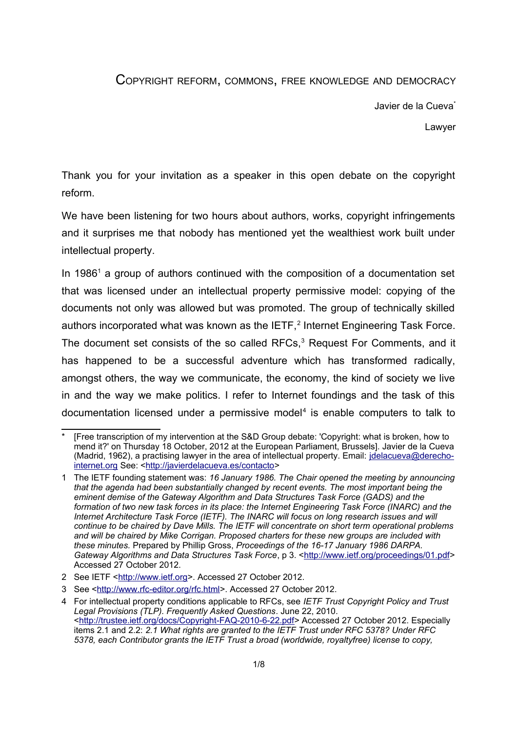# COPYRIGHT REFORM, COMMONS, FREE KNOWLEDGE AND DEMOCRACY

Javier de la Cueva[*]

Lawyer

Thank you for your invitation as a speaker in this open debate on the copyright reform.

We have been listening for two hours about authors, works, copyright infringements and it surprises me that nobody has mentioned yet the wealthiest work built under intellectual property.

In 1986[1] a group of authors continued with the composition of a documentation set that was licensed under an intellectual property permissive model: copying of the documents not only was allowed but was promoted. The group of technically skilled authors incorporated what was known as the IETF,[2] Internet Engineering Task Force. The document set consists of the so called RFCs,[3] Request For Comments, and it has happened to be a successful adventure which has transformed radically, amongst others, the way we communicate, the economy, the kind of society we live in and the way we make politics. I refer to Internet foundings and the task of this documentation licensed under a permissive model[4] is enable computers to talk to

---

\* [Free transcription of my intervention at the S&D Group debate: 'Copyright: what is broken, how to mend it?' on Thursday 18 October, 2012 at the European Parliament, Brussels]. Javier de la Cueva (Madrid, 1962), a practising lawyer in the area of intellectual property. Email: jdelacueva@derecho-internet.org See: <http://javierdelacueva.es/contacto>

1 The IETF founding statement was: *16 January 1986. The Chair opened the meeting by announcing that the agenda had been substantially changed by recent events. The most important being the eminent demise of the Gateway Algorithm and Data Structures Task Force (GADS) and the formation of two new task forces in its place: the Internet Engineering Task Force (INARC) and the Internet Architecture Task Force (IETF). The INARC will focus on long research issues and will continue to be chaired by Dave Mills. The IETF will concentrate on short term operational problems and will be chaired by Mike Corrigan. Proposed charters for these new groups are included with these minutes.* Prepared by Phillip Gross, *Proceedings of the 16-17 January 1986 DARPA. Gateway Algorithms and Data Structures Task Force*, p 3. <http://www.ietf.org/proceedings/01.pdf> Accessed 27 October 2012.

2 See IETF <http://www.ietf.org>. Accessed 27 October 2012.

3 See <http://www.rfc-editor.org/rfc.html>. Accessed 27 October 2012.

4 For intellectual property conditions applicable to RFCs, see *IETF Trust Copyright Policy and Trust Legal Provisions (TLP). Frequently Asked Questions*. June 22, 2010. <http://trustee.ietf.org/docs/Copyright-FAQ-2010-6-22.pdf> Accessed 27 October 2012. Especially items 2.1 and 2.2: *2.1 What rights are granted to the IETF Trust under RFC 5378? Under RFC 5378, each Contributor grants the IETF Trust a broad (worldwide, royaltyfree) license to copy,*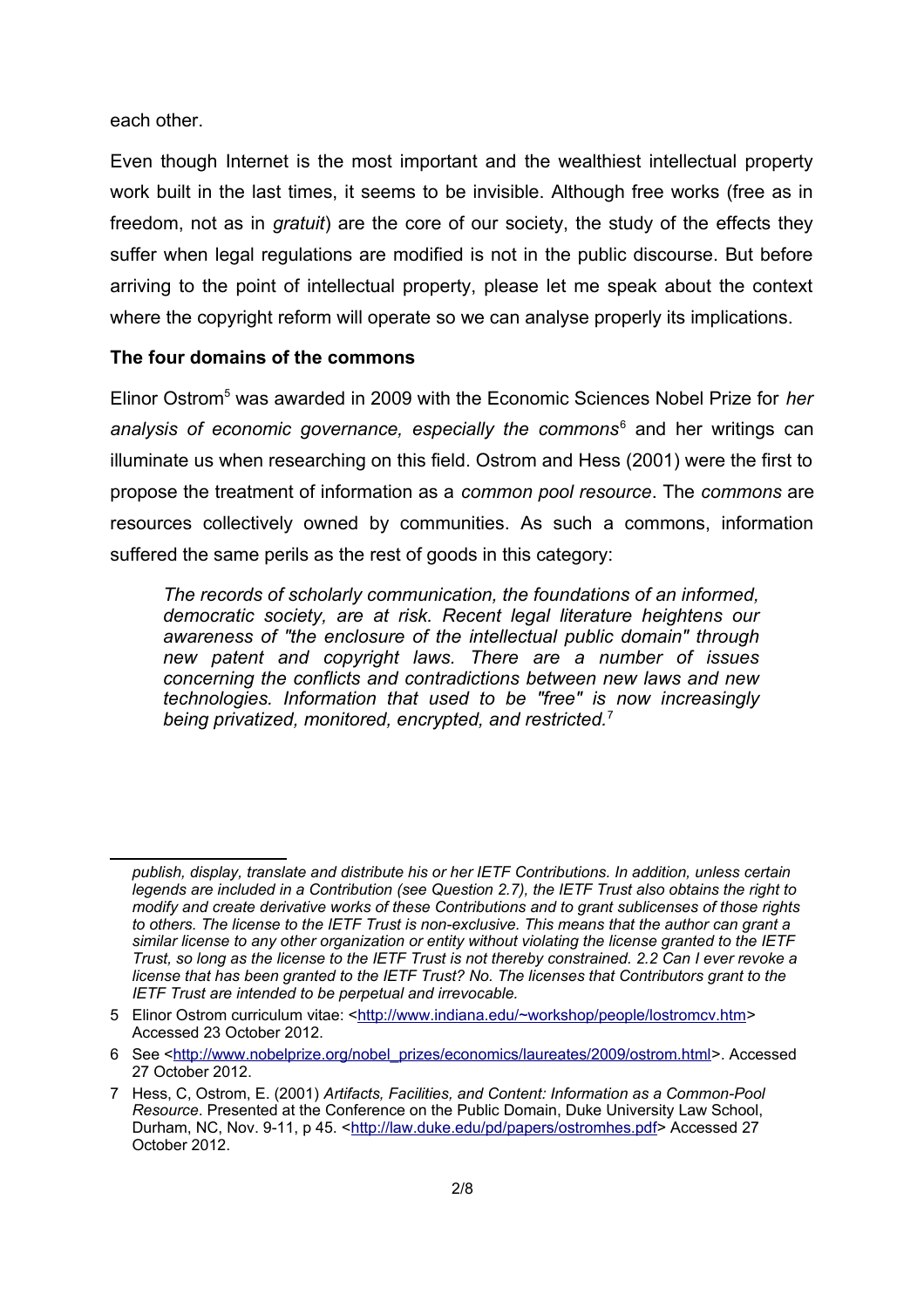each other.

Even though Internet is the most important and the wealthiest intellectual property work built in the last times, it seems to be invisible. Although free works (free as in freedom, not as in *gratuit*) are the core of our society, the study of the effects they suffer when legal regulations are modified is not in the public discourse. But before arriving to the point of intellectual property, please let me speak about the context where the copyright reform will operate so we can analyse properly its implications.

**The four domains of the commons**

Elinor Ostrom[5] was awarded in 2009 with the Economic Sciences Nobel Prize for *her analysis of economic governance, especially the commons*[6] and her writings can illuminate us when researching on this field. Ostrom and Hess (2001) were the first to propose the treatment of information as a *common pool resource*. The *commons* are resources collectively owned by communities. As such a commons, information suffered the same perils as the rest of goods in this category:

> *The records of scholarly communication, the foundations of an informed, democratic society, are at risk. Recent legal literature heightens our awareness of "the enclosure of the intellectual public domain" through new patent and copyright laws. There are a number of issues concerning the conflicts and contradictions between new laws and new technologies. Information that used to be "free" is now increasingly being privatized, monitored, encrypted, and restricted.*[7]

---

*publish, display, translate and distribute his or her IETF Contributions. In addition, unless certain legends are included in a Contribution (see Question 2.7), the IETF Trust also obtains the right to modify and create derivative works of these Contributions and to grant sublicenses of those rights to others. The license to the IETF Trust is non-exclusive. This means that the author can grant a similar license to any other organization or entity without violating the license granted to the IETF Trust, so long as the license to the IETF Trust is not thereby constrained. 2.2 Can I ever revoke a license that has been granted to the IETF Trust? No. The licenses that Contributors grant to the IETF Trust are intended to be perpetual and irrevocable.*

5 Elinor Ostrom curriculum vitae: <http://www.indiana.edu/~workshop/people/lostromcv.htm> Accessed 23 October 2012.

6 See <http://www.nobelprize.org/nobel_prizes/economics/laureates/2009/ostrom.html>. Accessed 27 October 2012.

7 Hess, C, Ostrom, E. (2001) *Artifacts, Facilities, and Content: Information as a Common-Pool Resource*. Presented at the Conference on the Public Domain, Duke University Law School, Durham, NC, Nov. 9-11, p 45. <http://law.duke.edu/pd/papers/ostromhes.pdf> Accessed 27 October 2012.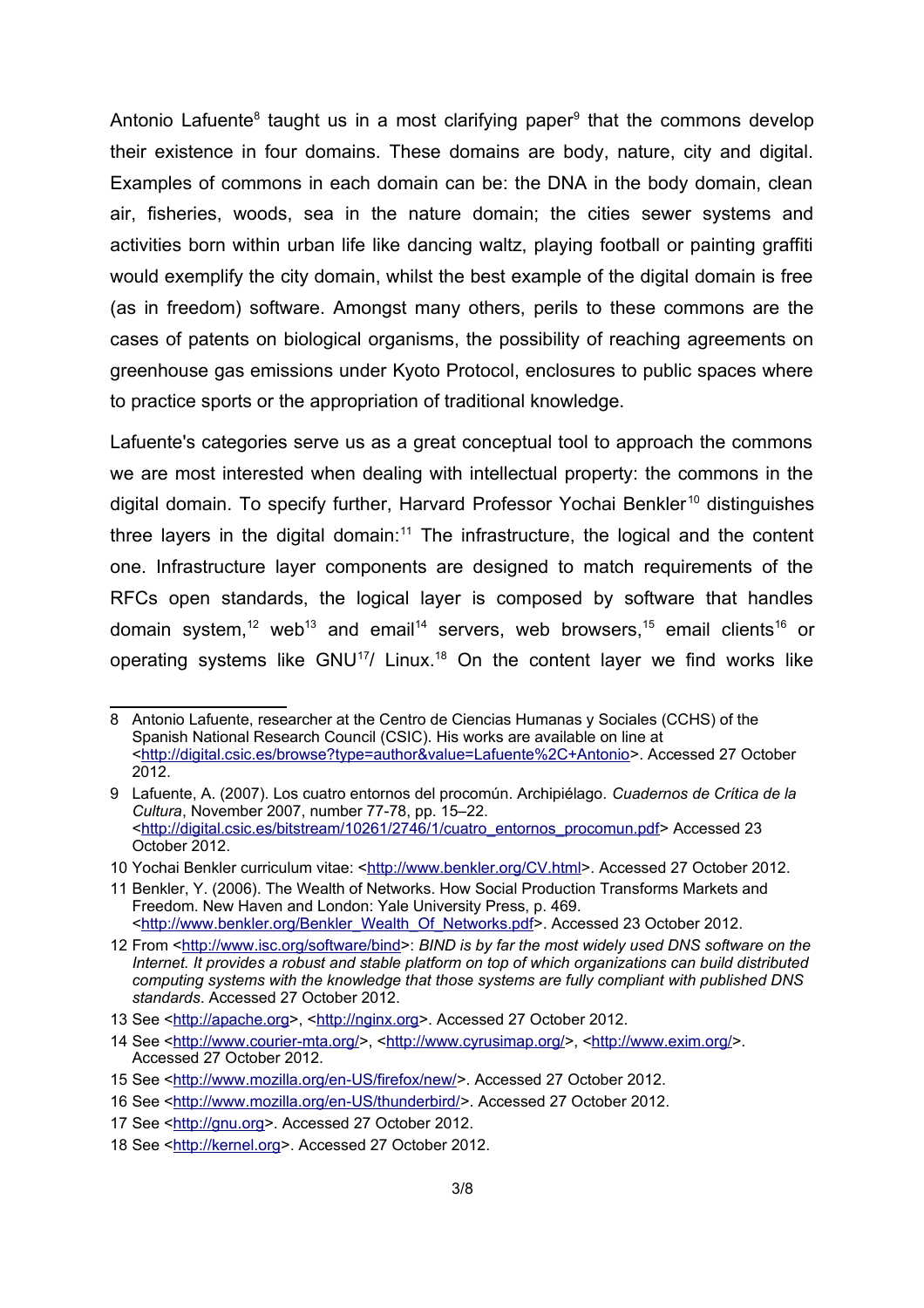Antonio Lafuente[8] taught us in a most clarifying paper[9] that the commons develop their existence in four domains. These domains are body, nature, city and digital. Examples of commons in each domain can be: the DNA in the body domain, clean air, fisheries, woods, sea in the nature domain; the cities sewer systems and activities born within urban life like dancing waltz, playing football or painting graffiti would exemplify the city domain, whilst the best example of the digital domain is free (as in freedom) software. Amongst many others, perils to these commons are the cases of patents on biological organisms, the possibility of reaching agreements on greenhouse gas emissions under Kyoto Protocol, enclosures to public spaces where to practice sports or the appropriation of traditional knowledge.

Lafuente's categories serve us as a great conceptual tool to approach the commons we are most interested when dealing with intellectual property: the commons in the digital domain. To specify further, Harvard Professor Yochai Benkler[10] distinguishes three layers in the digital domain:[11] The infrastructure, the logical and the content one. Infrastructure layer components are designed to match requirements of the RFCs open standards, the logical layer is composed by software that handles domain system,[12] web[13] and email[14] servers, web browsers,[15] email clients[16] or operating systems like GNU[17]/ Linux.[18] On the content layer we find works like

---

8 Antonio Lafuente, researcher at the Centro de Ciencias Humanas y Sociales (CCHS) of the Spanish National Research Council (CSIC). His works are available on line at <http://digital.csic.es/browse?type=author&value=Lafuente%2C+Antonio>. Accessed 27 October 2012.

9 Lafuente, A. (2007). Los cuatro entornos del procomún. Archipiélago. *Cuadernos de Crítica de la Cultura*, November 2007, number 77-78, pp. 15–22. <http://digital.csic.es/bitstream/10261/2746/1/cuatro_entornos_procomun.pdf> Accessed 23 October 2012.

10 Yochai Benkler curriculum vitae: <http://www.benkler.org/CV.html>. Accessed 27 October 2012.

11 Benkler, Y. (2006). The Wealth of Networks. How Social Production Transforms Markets and Freedom. New Haven and London: Yale University Press, p. 469. <http://www.benkler.org/Benkler_Wealth_Of_Networks.pdf>. Accessed 23 October 2012.

12 From <http://www.isc.org/software/bind>: *BIND is by far the most widely used DNS software on the Internet. It provides a robust and stable platform on top of which organizations can build distributed computing systems with the knowledge that those systems are fully compliant with published DNS standards*. Accessed 27 October 2012.

13 See <http://apache.org>, <http://nginx.org>. Accessed 27 October 2012.

14 See <http://www.courier-mta.org/>, <http://www.cyrusimap.org/>, <http://www.exim.org/>. Accessed 27 October 2012.

15 See <http://www.mozilla.org/en-US/firefox/new/>. Accessed 27 October 2012.

16 See <http://www.mozilla.org/en-US/thunderbird/>. Accessed 27 October 2012.

17 See <http://gnu.org>. Accessed 27 October 2012.

18 See <http://kernel.org>. Accessed 27 October 2012.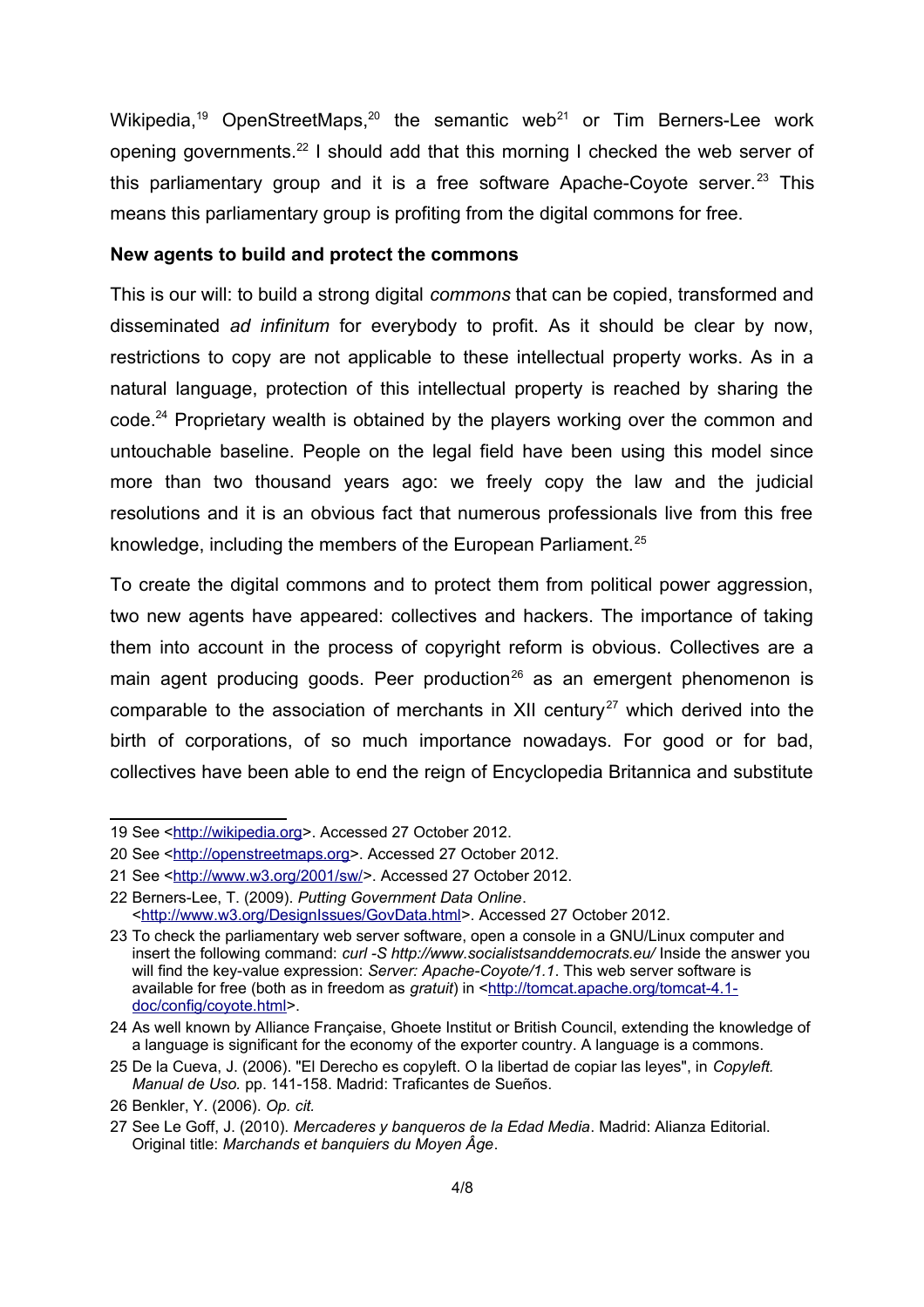Wikipedia,[19] OpenStreetMaps,[20] the semantic web[21] or Tim Berners-Lee work opening governments.[22] I should add that this morning I checked the web server of this parliamentary group and it is a free software Apache-Coyote server.[23] This means this parliamentary group is profiting from the digital commons for free.

**New agents to build and protect the commons**

This is our will: to build a strong digital *commons* that can be copied, transformed and disseminated *ad infinitum* for everybody to profit. As it should be clear by now, restrictions to copy are not applicable to these intellectual property works. As in a natural language, protection of this intellectual property is reached by sharing the code.[24] Proprietary wealth is obtained by the players working over the common and untouchable baseline. People on the legal field have been using this model since more than two thousand years ago: we freely copy the law and the judicial resolutions and it is an obvious fact that numerous professionals live from this free knowledge, including the members of the European Parliament.[25]

To create the digital commons and to protect them from political power aggression, two new agents have appeared: collectives and hackers. The importance of taking them into account in the process of copyright reform is obvious. Collectives are a main agent producing goods. Peer production[26] as an emergent phenomenon is comparable to the association of merchants in XII century[27] which derived into the birth of corporations, of so much importance nowadays. For good or for bad, collectives have been able to end the reign of Encyclopedia Britannica and substitute

---

19 See <http://wikipedia.org>. Accessed 27 October 2012.

20 See <http://openstreetmaps.org>. Accessed 27 October 2012.

21 See <http://www.w3.org/2001/sw/>. Accessed 27 October 2012.

22 Berners-Lee, T. (2009). *Putting Government Data Online*. <http://www.w3.org/DesignIssues/GovData.html>. Accessed 27 October 2012.

23 To check the parliamentary web server software, open a console in a GNU/Linux computer and insert the following command: *curl -S http://www.socialistsanddemocrats.eu/* Inside the answer you will find the key-value expression: *Server: Apache-Coyote/1.1*. This web server software is available for free (both as in freedom as *gratuit*) in <http://tomcat.apache.org/tomcat-4.1-doc/config/coyote.html>.

24 As well known by Alliance Française, Ghoete Institut or British Council, extending the knowledge of a language is significant for the economy of the exporter country. A language is a commons.

25 De la Cueva, J. (2006). "El Derecho es copyleft. O la libertad de copiar las leyes", in *Copyleft. Manual de Uso.* pp. 141-158. Madrid: Traficantes de Sueños.

26 Benkler, Y. (2006). *Op. cit.*

27 See Le Goff, J. (2010). *Mercaderes y banqueros de la Edad Media*. Madrid: Alianza Editorial. Original title: *Marchands et banquiers du Moyen Âge*.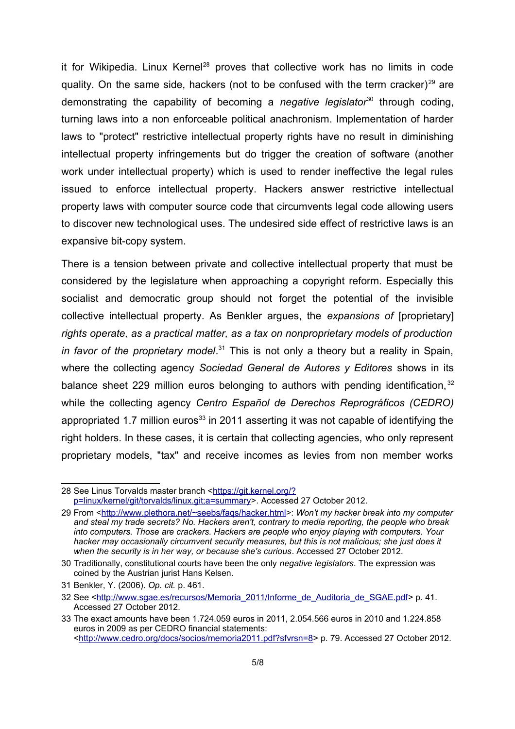it for Wikipedia. Linux Kernel[28] proves that collective work has no limits in code quality. On the same side, hackers (not to be confused with the term cracker)[29] are demonstrating the capability of becoming a *negative legislator*[30] through coding, turning laws into a non enforceable political anachronism. Implementation of harder laws to "protect" restrictive intellectual property rights have no result in diminishing intellectual property infringements but do trigger the creation of software (another work under intellectual property) which is used to render ineffective the legal rules issued to enforce intellectual property. Hackers answer restrictive intellectual property laws with computer source code that circumvents legal code allowing users to discover new technological uses. The undesired side effect of restrictive laws is an expansive bit-copy system.

There is a tension between private and collective intellectual property that must be considered by the legislature when approaching a copyright reform. Especially this socialist and democratic group should not forget the potential of the invisible collective intellectual property. As Benkler argues, the *expansions of* [proprietary] *rights operate, as a practical matter, as a tax on nonproprietary models of production in favor of the proprietary model*.[31] This is not only a theory but a reality in Spain, where the collecting agency *Sociedad General de Autores y Editores* shows in its balance sheet 229 million euros belonging to authors with pending identification,[32] while the collecting agency *Centro Español de Derechos Reprográficos (CEDRO)* appropriated 1.7 million euros[33] in 2011 asserting it was not capable of identifying the right holders. In these cases, it is certain that collecting agencies, who only represent proprietary models, "tax" and receive incomes as levies from non member works

---

28 See Linus Torvalds master branch <https://git.kernel.org/?p=linux/kernel/git/torvalds/linux.git;a=summary>. Accessed 27 October 2012.

29 From <http://www.plethora.net/~seebs/faqs/hacker.html>: *Won't my hacker break into my computer and steal my trade secrets? No. Hackers aren't, contrary to media reporting, the people who break into computers. Those are crackers. Hackers are people who enjoy playing with computers. Your hacker may occasionally circumvent security measures, but this is not malicious; she just does it when the security is in her way, or because she's curious*. Accessed 27 October 2012.

30 Traditionally, constitutional courts have been the only *negative legislators*. The expression was coined by the Austrian jurist Hans Kelsen.

31 Benkler, Y. (2006). *Op. cit.* p. 461.

32 See <http://www.sgae.es/recursos/Memoria_2011/Informe_de_Auditoria_de_SGAE.pdf> p. 41. Accessed 27 October 2012.

33 The exact amounts have been 1.724.059 euros in 2011, 2.054.566 euros in 2010 and 1.224.858 euros in 2009 as per CEDRO financial statements: <http://www.cedro.org/docs/socios/memoria2011.pdf?sfvrsn=8> p. 79. Accessed 27 October 2012.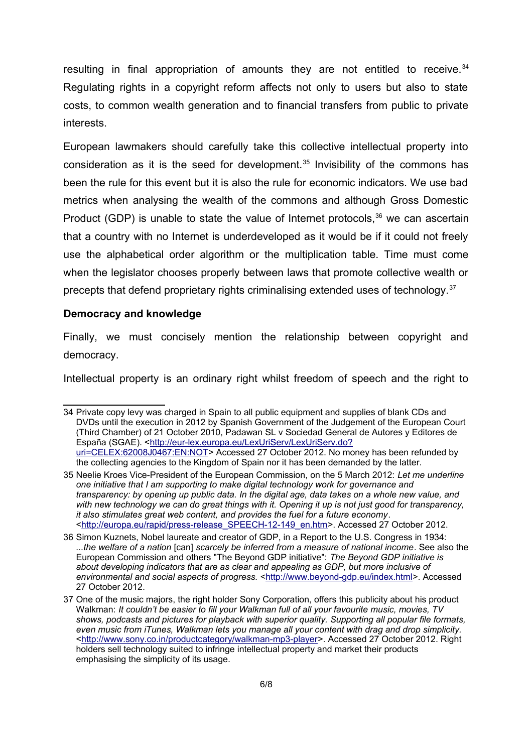resulting in final appropriation of amounts they are not entitled to receive.[34] Regulating rights in a copyright reform affects not only to users but also to state costs, to common wealth generation and to financial transfers from public to private interests.

European lawmakers should carefully take this collective intellectual property into consideration as it is the seed for development.[35] Invisibility of the commons has been the rule for this event but it is also the rule for economic indicators. We use bad metrics when analysing the wealth of the commons and although Gross Domestic Product (GDP) is unable to state the value of Internet protocols,[36] we can ascertain that a country with no Internet is underdeveloped as it would be if it could not freely use the alphabetical order algorithm or the multiplication table. Time must come when the legislator chooses properly between laws that promote collective wealth or precepts that defend proprietary rights criminalising extended uses of technology.[37]

**Democracy and knowledge**

Finally, we must concisely mention the relationship between copyright and democracy.

Intellectual property is an ordinary right whilst freedom of speech and the right to

---

34 Private copy levy was charged in Spain to all public equipment and supplies of blank CDs and DVDs until the execution in 2012 by Spanish Government of the Judgement of the European Court (Third Chamber) of 21 October 2010, Padawan SL v Sociedad General de Autores y Editores de España (SGAE). <http://eur-lex.europa.eu/LexUriServ/LexUriServ.do?uri=CELEX:62008J0467:EN:NOT> Accessed 27 October 2012. No money has been refunded by the collecting agencies to the Kingdom of Spain nor it has been demanded by the latter.

35 Neelie Kroes Vice-President of the European Commission, on the 5 March 2012: *Let me underline one initiative that I am supporting to make digital technology work for governance and transparency: by opening up public data. In the digital age, data takes on a whole new value, and with new technology we can do great things with it. Opening it up is not just good for transparency, it also stimulates great web content, and provides the fuel for a future economy*. <http://europa.eu/rapid/press-release_SPEECH-12-149_en.htm>. Accessed 27 October 2012.

36 Simon Kuznets, Nobel laureate and creator of GDP, in a Report to the U.S. Congress in 1934: *...the welfare of a nation* [can] *scarcely be inferred from a measure of national income*. See also the European Commission and others "The Beyond GDP initiative": *The Beyond GDP initiative is about developing indicators that are as clear and appealing as GDP, but more inclusive of environmental and social aspects of progress.* <http://www.beyond-gdp.eu/index.html>. Accessed 27 October 2012.

37 One of the music majors, the right holder Sony Corporation, offers this publicity about his product Walkman: *It couldn't be easier to fill your Walkman full of all your favourite music, movies, TV shows, podcasts and pictures for playback with superior quality. Supporting all popular file formats, even music from iTunes, Walkman lets you manage all your content with drag and drop simplicity.* <http://www.sony.co.in/productcategory/walkman-mp3-player>. Accessed 27 October 2012. Right holders sell technology suited to infringe intellectual property and market their products emphasising the simplicity of its usage.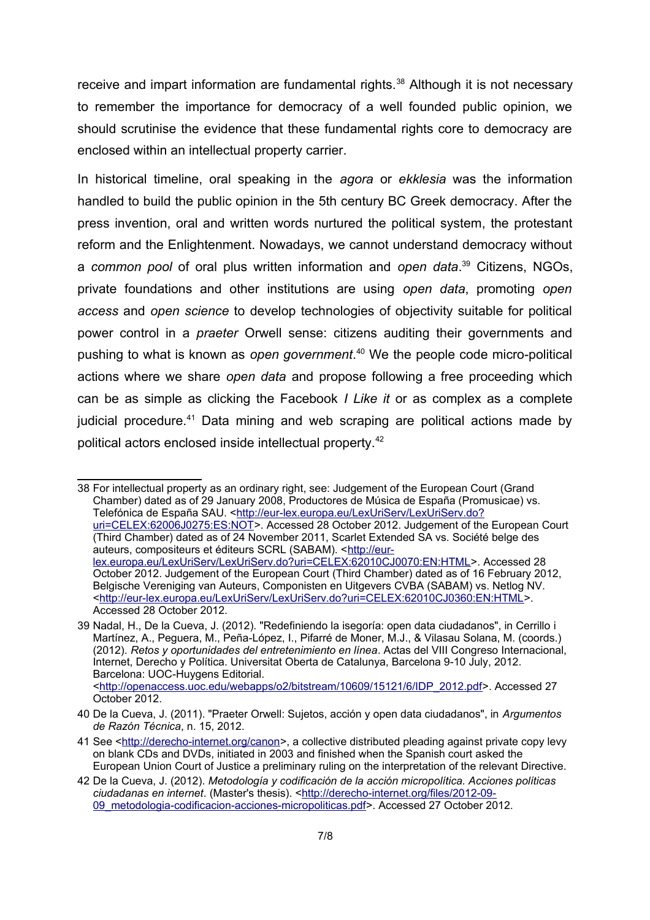receive and impart information are fundamental rights.[38] Although it is not necessary to remember the importance for democracy of a well founded public opinion, we should scrutinise the evidence that these fundamental rights core to democracy are enclosed within an intellectual property carrier.

In historical timeline, oral speaking in the *agora* or *ekklesia* was the information handled to build the public opinion in the 5th century BC Greek democracy. After the press invention, oral and written words nurtured the political system, the protestant reform and the Enlightenment. Nowadays, we cannot understand democracy without a *common pool* of oral plus written information and *open data*.[39] Citizens, NGOs, private foundations and other institutions are using *open data*, promoting *open access* and *open science* to develop technologies of objectivity suitable for political power control in a *praeter* Orwell sense: citizens auditing their governments and pushing to what is known as *open government*.[40] We the people code micro-political actions where we share *open data* and propose following a free proceeding which can be as simple as clicking the Facebook *I Like it* or as complex as a complete judicial procedure.[41] Data mining and web scraping are political actions made by political actors enclosed inside intellectual property.[42]

---

38 For intellectual property as an ordinary right, see: Judgement of the European Court (Grand Chamber) dated as of 29 January 2008, Productores de Música de España (Promusicae) vs. Telefónica de España SAU. <http://eur-lex.europa.eu/LexUriServ/LexUriServ.do?uri=CELEX:62006J0275:ES:NOT>. Accessed 28 October 2012. Judgement of the European Court (Third Chamber) dated as of 24 November 2011, Scarlet Extended SA vs. Société belge des auteurs, compositeurs et éditeurs SCRL (SABAM). <http://eur-lex.europa.eu/LexUriServ/LexUriServ.do?uri=CELEX:62010CJ0070:EN:HTML>. Accessed 28 October 2012. Judgement of the European Court (Third Chamber) dated as of 16 February 2012, Belgische Vereniging van Auteurs, Componisten en Uitgevers CVBA (SABAM) vs. Netlog NV. <http://eur-lex.europa.eu/LexUriServ/LexUriServ.do?uri=CELEX:62010CJ0360:EN:HTML>. Accessed 28 October 2012.

39 Nadal, H., De la Cueva, J. (2012). "Redefiniendo la isegoría: open data ciudadanos", in Cerrillo i Martínez, A., Peguera, M., Peña-López, I., Pifarré de Moner, M.J., & Vilasau Solana, M. (coords.) (2012). *Retos y oportunidades del entretenimiento en línea*. Actas del VIII Congreso Internacional, Internet, Derecho y Política. Universitat Oberta de Catalunya, Barcelona 9-10 July, 2012. Barcelona: UOC-Huygens Editorial. <http://openaccess.uoc.edu/webapps/o2/bitstream/10609/15121/6/IDP_2012.pdf>. Accessed 27 October 2012.

40 De la Cueva, J. (2011). "Praeter Orwell: Sujetos, acción y open data ciudadanos", in *Argumentos de Razón Técnica*, n. 15, 2012.

41 See <http://derecho-internet.org/canon>, a collective distributed pleading against private copy levy on blank CDs and DVDs, initiated in 2003 and finished when the Spanish court asked the European Union Court of Justice a preliminary ruling on the interpretation of the relevant Directive.

42 De la Cueva, J. (2012). *Metodología y codificación de la acción micropolítica. Acciones políticas ciudadanas en internet*. (Master's thesis). <http://derecho-internet.org/files/2012-09-09_metodologia-codificacion-acciones-micropoliticas.pdf>. Accessed 27 October 2012.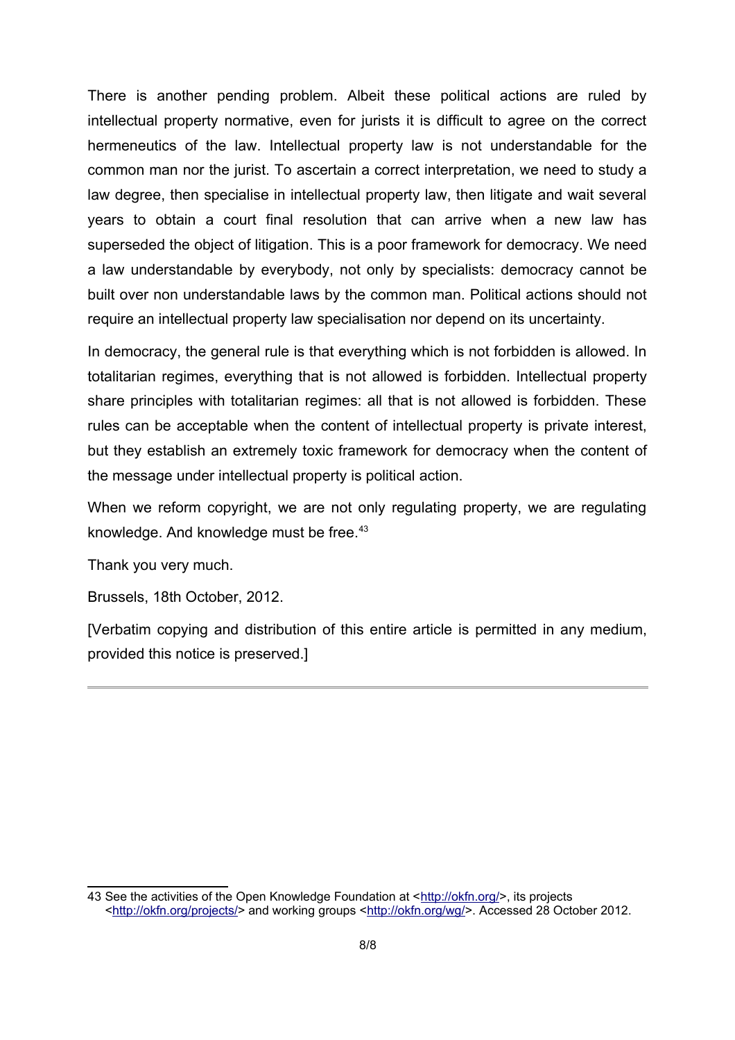There is another pending problem. Albeit these political actions are ruled by intellectual property normative, even for jurists it is difficult to agree on the correct hermeneutics of the law. Intellectual property law is not understandable for the common man nor the jurist. To ascertain a correct interpretation, we need to study a law degree, then specialise in intellectual property law, then litigate and wait several years to obtain a court final resolution that can arrive when a new law has superseded the object of litigation. This is a poor framework for democracy. We need a law understandable by everybody, not only by specialists: democracy cannot be built over non understandable laws by the common man. Political actions should not require an intellectual property law specialisation nor depend on its uncertainty.

In democracy, the general rule is that everything which is not forbidden is allowed. In totalitarian regimes, everything that is not allowed is forbidden. Intellectual property share principles with totalitarian regimes: all that is not allowed is forbidden. These rules can be acceptable when the content of intellectual property is private interest, but they establish an extremely toxic framework for democracy when the content of the message under intellectual property is political action.

When we reform copyright, we are not only regulating property, we are regulating knowledge. And knowledge must be free.[43]

Thank you very much.

Brussels, 18th October, 2012.

[Verbatim copying and distribution of this entire article is permitted in any medium, provided this notice is preserved.]

---

43 See the activities of the Open Knowledge Foundation at <http://okfn.org/>, its projects <http://okfn.org/projects/> and working groups <http://okfn.org/wg/>. Accessed 28 October 2012.